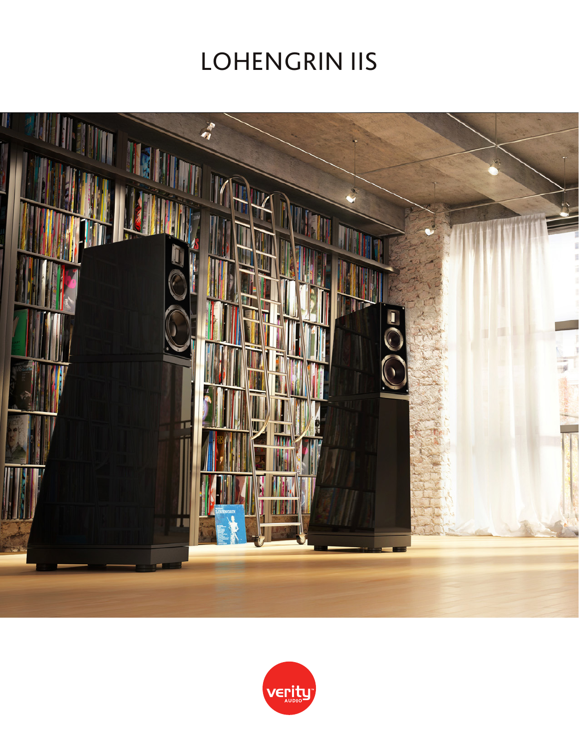# LOHENGRIN IIS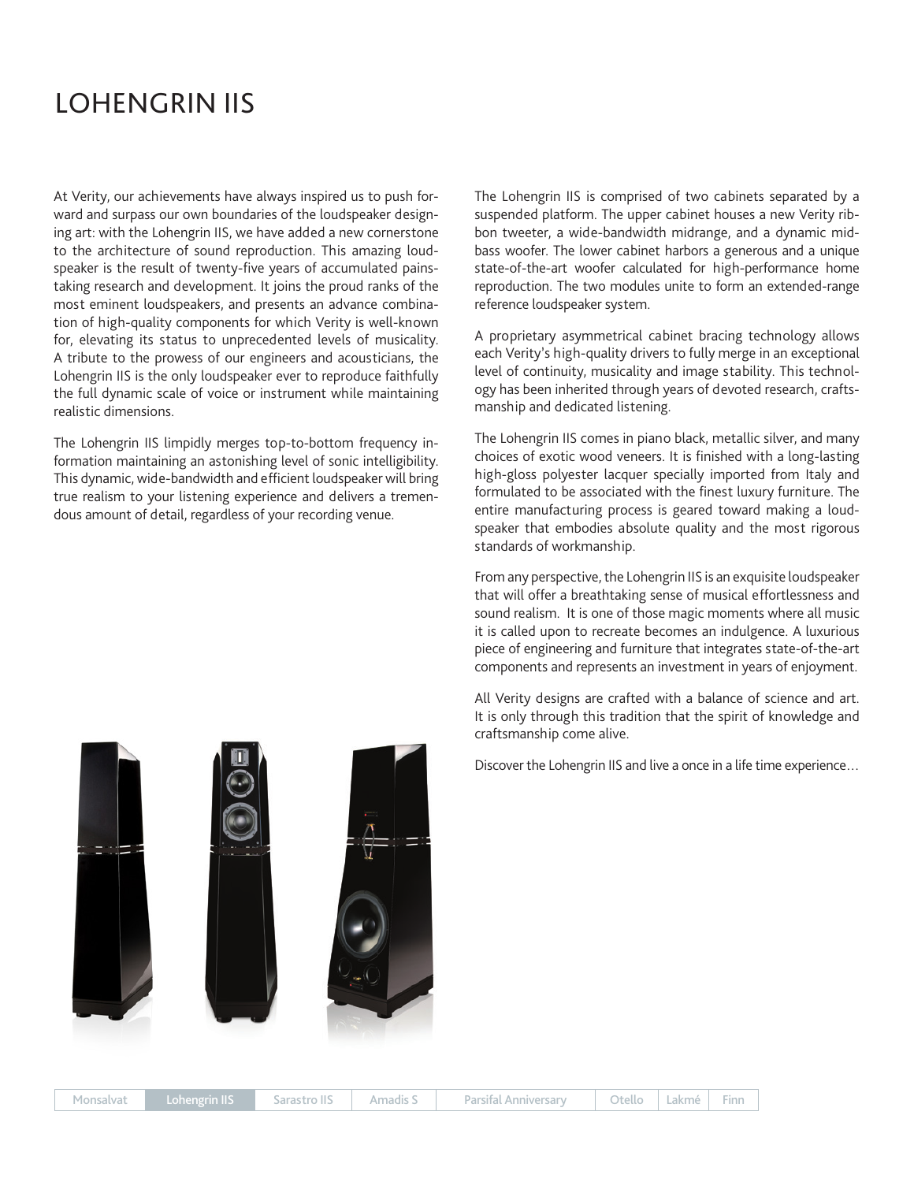# LOHENGRIN IIS

At Verity, our achievements have always inspired us to push forward and surpass our own boundaries of the loudspeaker designing art: with the Lohengrin IIS, we have added a new cornerstone to the architecture of sound reproduction. This amazing loudspeaker is the result of twenty-five years of accumulated painstaking research and development. It joins the proud ranks of the most eminent loudspeakers, and presents an advance combination of high-quality components for which Verity is well-known for, elevating its status to unprecedented levels of musicality. A tribute to the prowess of our engineers and acousticians, the Lohengrin IIS is the only loudspeaker ever to reproduce faithfully the full dynamic scale of voice or instrument while maintaining realistic dimensions.

The Lohengrin IIS limpidly merges top-to-bottom frequency information maintaining an astonishing level of sonic intelligibility. This dynamic, wide-bandwidth and efficient loudspeaker will bring true realism to your listening experience and delivers a tremendous amount of detail, regardless of your recording venue.

The Lohengrin IIS is comprised of two cabinets separated by a suspended platform. The upper cabinet houses a new Verity ribbon tweeter, a wide-bandwidth midrange, and a dynamic midbass woofer. The lower cabinet harbors a generous and a unique state-of-the-art woofer calculated for high-performance home reproduction. The two modules unite to form an extended-range reference loudspeaker system.

A proprietary asymmetrical cabinet bracing technology allows each Verity's high-quality drivers to fully merge in an exceptional level of continuity, musicality and image stability. This technology has been inherited through years of devoted research, craftsmanship and dedicated listening.

The Lohengrin IIS comes in piano black, metallic silver, and many choices of exotic wood veneers. It is finished with a long-lasting high-gloss polyester lacquer specially imported from Italy and formulated to be associated with the finest luxury furniture. The entire manufacturing process is geared toward making a loudspeaker that embodies absolute quality and the most rigorous standards of workmanship.

From any perspective, the Lohengrin IIS is an exquisite loudspeaker that will offer a breathtaking sense of musical effortlessness and sound realism. It is one of those magic moments where all music it is called upon to recreate becomes an indulgence. A luxurious piece of engineering and furniture that integrates state-of-the-art components and represents an investment in years of enjoyment.

All Verity designs are crafted with a balance of science and art. It is only through this tradition that the spirit of knowledge and craftsmanship come alive.

Discover the Lohengrin IIS and live a once in a life time experience…

| Monsalvat | Lohengrin IIS | Sarastro IIS | Amadis S | Parsifal Anniversary | Otello | Lakmé | Finn |
|---|---|---|---|---|---|---|---|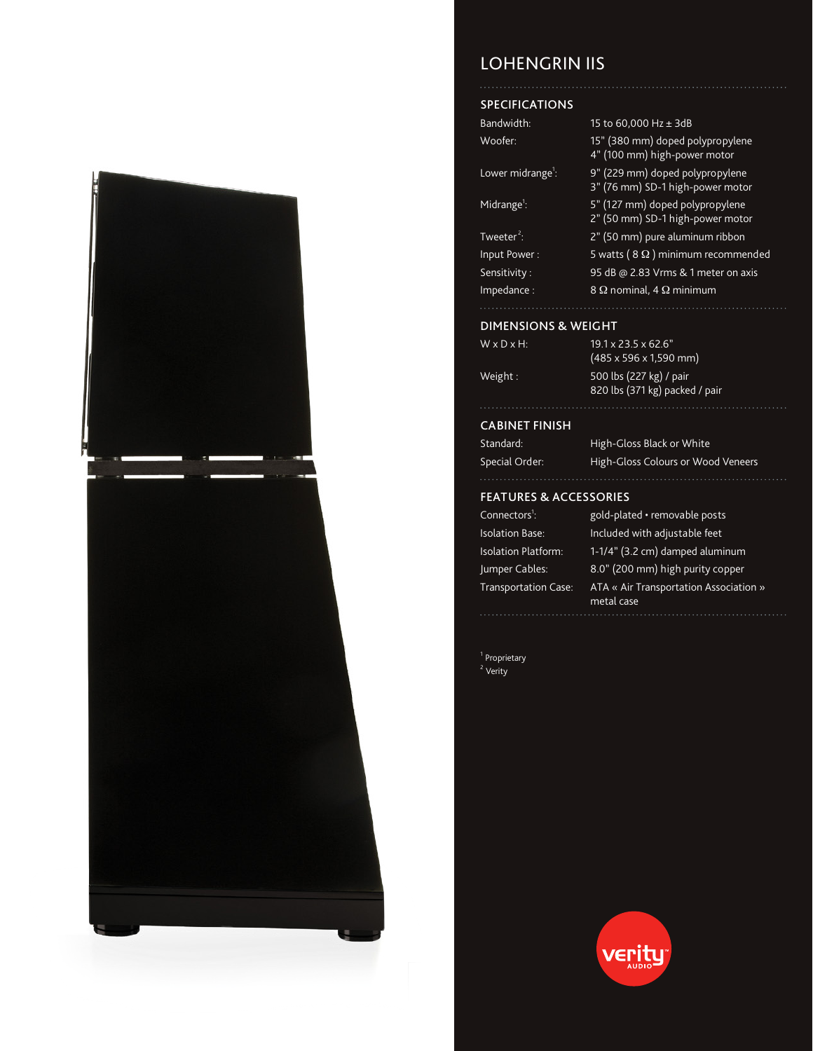# LOHENGRIN IIS

## SPECIFICATIONS

| | |
|---|---|
| Bandwidth: | 15 to 60,000 Hz ± 3dB |
| Woofer: | 15" (380 mm) doped polypropylene<br>4" (100 mm) high-power motor |
| Lower midrange[1]: | 9" (229 mm) doped polypropylene<br>3" (76 mm) SD-1 high-power motor |
| Midrange[1]: | 5" (127 mm) doped polypropylene<br>2" (50 mm) SD-1 high-power motor |
| Tweeter[2]: | 2" (50 mm) pure aluminum ribbon |
| Input Power : | 5 watts ( 8 Ω ) minimum recommended |
| Sensitivity : | 95 dB @ 2.83 Vrms & 1 meter on axis |
| Impedance : | 8 Ω nominal, 4 Ω minimum |

## DIMENSIONS & WEIGHT

| | |
|---|---|
| W x D x H: | 19.1 x 23.5 x 62.6"<br>(485 x 596 x 1,590 mm) |
| Weight : | 500 lbs (227 kg) / pair<br>820 lbs (371 kg) packed / pair |

## CABINET FINISH

| | |
|---|---|
| Standard: | High-Gloss Black or White |
| Special Order: | High-Gloss Colours or Wood Veneers |

## FEATURES & ACCESSORIES

| | |
|---|---|
| Connectors[1]: | gold-plated • removable posts |
| Isolation Base: | Included with adjustable feet |
| Isolation Platform: | 1-1/4" (3.2 cm) damped aluminum |
| Jumper Cables: | 8.0" (200 mm) high purity copper |
| Transportation Case: | ATA « Air Transportation Association » metal case |

[1] Proprietary
[2] Verity

verity AUDIO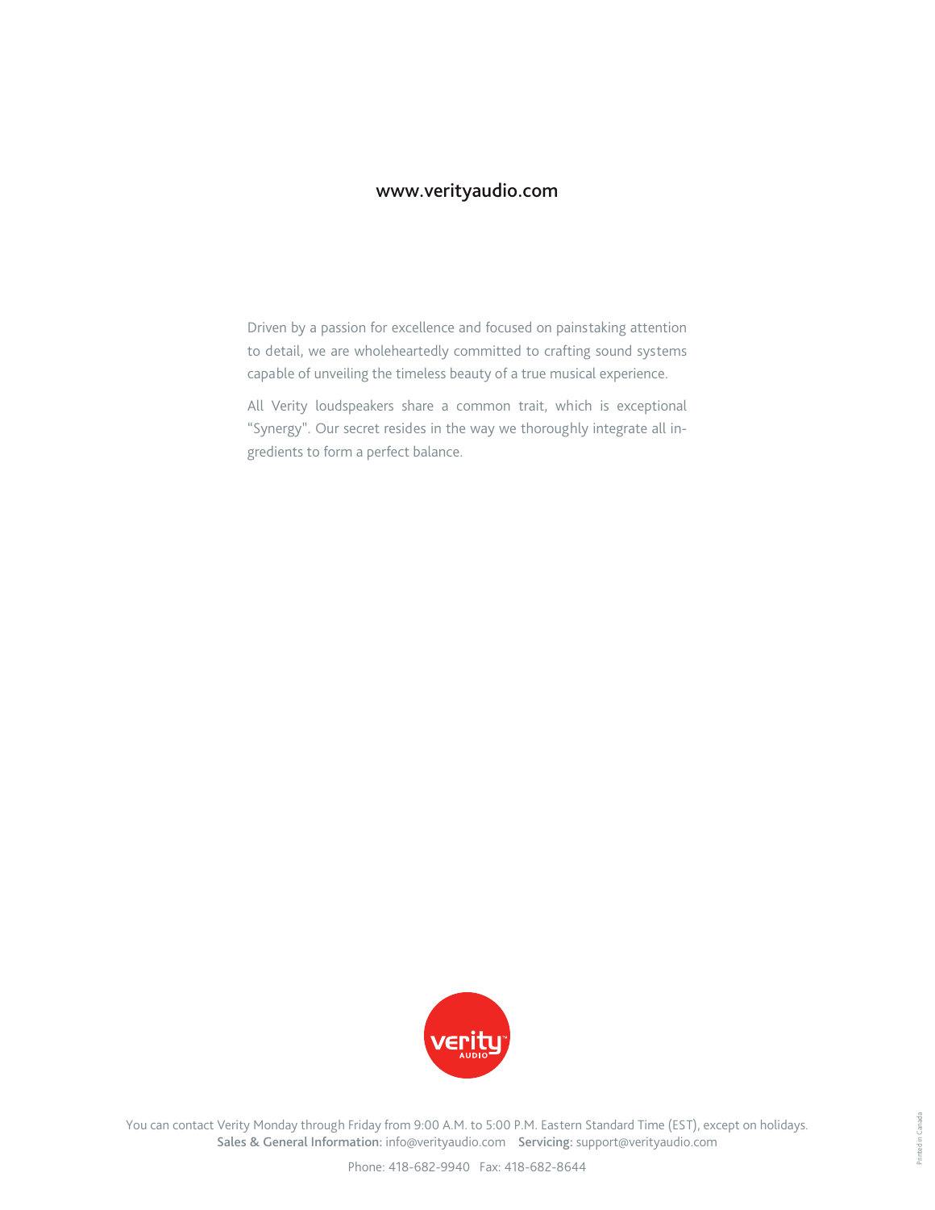www.verityaudio.com

Driven by a passion for excellence and focused on painstaking attention to detail, we are wholeheartedly committed to crafting sound systems capable of unveiling the timeless beauty of a true musical experience.

All Verity loudspeakers share a common trait, which is exceptional "Synergy". Our secret resides in the way we thoroughly integrate all ingredients to form a perfect balance.

verity™ AUDIO

You can contact Verity Monday through Friday from 9:00 A.M. to 5:00 P.M. Eastern Standard Time (EST), except on holidays.
**Sales & General Information:** info@verityaudio.com **Servicing:** support@verityaudio.com

Phone: 418-682-9940 Fax: 418-682-8644

Printed in Canada